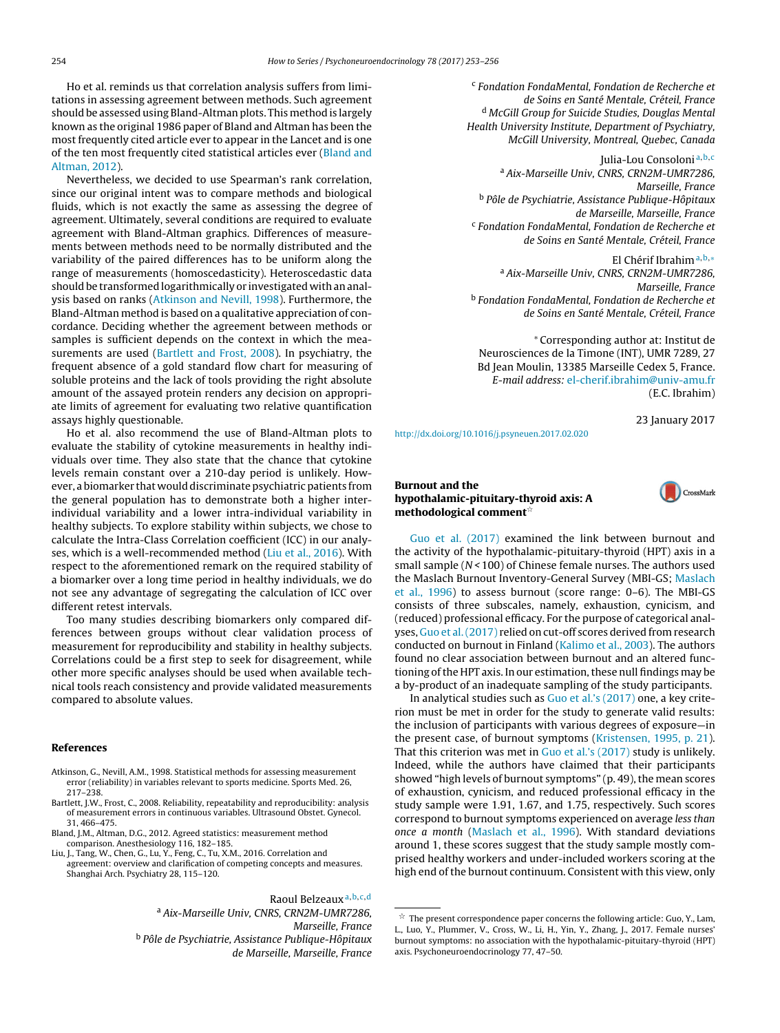Ho et al. reminds us that correlation analysis suffers from limitations in assessing agreement between methods. Such agreement should be assessed using Bland-Altman plots. This method is largely known as the original 1986 paper of Bland and Altman has been the most frequently cited article ever to appear in the Lancet and is one of the ten most frequently cited statistical articles ever (Bland and Altman, 2012).

Nevertheless, we decided to use Spearman's rank correlation, since our original intent was to compare methods and biological fluids, which is not exactly the same as assessing the degree of agreement. Ultimately, several conditions are required to evaluate agreement with Bland-Altman graphics. Differences of measurements between methods need to be normally distributed and the variability of the paired differences has to be uniform along the range of measurements (homoscedasticity). Heteroscedastic data should be transformed logarithmically or investigated with an analysis based on ranks (Atkinson and Nevill, 1998). Furthermore, the Bland-Altman method is based on a qualitative appreciation of concordance. Deciding whether the agreement between methods or samples is sufficient depends on the context in which the measurements are used (Bartlett and Frost, 2008). In psychiatry, the frequent absence of a gold standard flow chart for measuring of soluble proteins and the lack of tools providing the right absolute amount of the assayed protein renders any decision on appropriate limits of agreement for evaluating two relative quantification assays highly questionable.

Ho et al. also recommend the use of Bland-Altman plots to evaluate the stability of cytokine measurements in healthy individuals over time. They also state that the chance that cytokine levels remain constant over a 210-day period is unlikely. However, a biomarker that would discriminate psychiatric patients from the general population has to demonstrate both a higher inter-individual variability and a lower intra-individual variability in healthy subjects. To explore stability within subjects, we chose to calculate the Intra-Class Correlation coefficient (ICC) in our analyses, which is a well-recommended method (Liu et al., 2016). With respect to the aforementioned remark on the required stability of a biomarker over a long time period in healthy individuals, we do not see any advantage of segregating the calculation of ICC over different retest intervals.

Too many studies describing biomarkers only compared differences between groups without clear validation process of measurement for reproducibility and stability in healthy subjects. Correlations could be a first step to seek for disagreement, while other more specific analyses should be used when available technical tools reach consistency and provide validated measurements compared to absolute values.

## References

Atkinson, G., Nevill, A.M., 1998. Statistical methods for assessing measurement error (reliability) in variables relevant to sports medicine. Sports Med. 26, 217–238.

Bartlett, J.W., Frost, C., 2008. Reliability, repeatability and reproducibility: analysis of measurement errors in continuous variables. Ultrasound Obstet. Gynecol. 31, 466–475.

Bland, J.M., Altman, D.G., 2012. Agreed statistics: measurement method comparison. Anesthesiology 116, 182–185.

Liu, J., Tang, W., Chen, G., Lu, Y., Feng, C., Tu, X.M., 2016. Correlation and agreement: overview and clarification of competing concepts and measures. Shanghai Arch. Psychiatry 28, 115–120.

Raoul Belzeaux[a,b,c,d]

[a] *Aix-Marseille Univ, CNRS, CRN2M-UMR7286, Marseille, France*
[b] *Pôle de Psychiatrie, Assistance Publique-Hôpitaux de Marseille, Marseille, France*
[c] *Fondation FondaMental, Fondation de Recherche et de Soins en Santé Mentale, Créteil, France*
[d] *McGill Group for Suicide Studies, Douglas Mental Health University Institute, Department of Psychiatry, McGill University, Montreal, Quebec, Canada*

Julia-Lou Consoloni[a,b,c]

[a] *Aix-Marseille Univ, CNRS, CRN2M-UMR7286, Marseille, France*
[b] *Pôle de Psychiatrie, Assistance Publique-Hôpitaux de Marseille, Marseille, France*
[c] *Fondation FondaMental, Fondation de Recherche et de Soins en Santé Mentale, Créteil, France*

El Chérif Ibrahim[a,b,*]

[a] *Aix-Marseille Univ, CNRS, CRN2M-UMR7286, Marseille, France*
[b] *Fondation FondaMental, Fondation de Recherche et de Soins en Santé Mentale, Créteil, France*

\* Corresponding author at: Institut de Neurosciences de la Timone (INT), UMR 7289, 27 Bd Jean Moulin, 13385 Marseille Cedex 5, France.
*E-mail address:* el-cherif.ibrahim@univ-amu.fr (E.C. Ibrahim)

23 January 2017

http://dx.doi.org/10.1016/j.psyneuen.2017.02.020

## Burnout and the hypothalamic-pituitary-thyroid axis: A methodological comment[☆]

Guo et al. (2017) examined the link between burnout and the activity of the hypothalamic-pituitary-thyroid (HPT) axis in a small sample ($N < 100$) of Chinese female nurses. The authors used the Maslach Burnout Inventory-General Survey (MBI-GS; Maslach et al., 1996) to assess burnout (score range: 0–6). The MBI-GS consists of three subscales, namely, exhaustion, cynicism, and (reduced) professional efficacy. For the purpose of categorical analyses, Guo et al. (2017) relied on cut-off scores derived from research conducted on burnout in Finland (Kalimo et al., 2003). The authors found no clear association between burnout and an altered functioning of the HPT axis. In our estimation, these null findings may be a by-product of an inadequate sampling of the study participants.

In analytical studies such as Guo et al.'s (2017) one, a key criterion must be met in order for the study to generate valid results: the inclusion of participants with various degrees of exposure—in the present case, of burnout symptoms (Kristensen, 1995, p. 21). That this criterion was met in Guo et al.'s (2017) study is unlikely. Indeed, while the authors have claimed that their participants showed "high levels of burnout symptoms" (p. 49), the mean scores of exhaustion, cynicism, and reduced professional efficacy in the study sample were 1.91, 1.67, and 1.75, respectively. Such scores correspond to burnout symptoms experienced on average *less than once a month* (Maslach et al., 1996). With standard deviations around 1, these scores suggest that the study sample mostly comprised healthy workers and under-included workers scoring at the high end of the burnout continuum. Consistent with this view, only

[☆] The present correspondence paper concerns the following article: Guo, Y., Lam, L., Luo, Y., Plummer, V., Cross, W., Li, H., Yin, Y., Zhang, J., 2017. Female nurses' burnout symptoms: no association with the hypothalamic-pituitary-thyroid (HPT) axis. Psychoneuroendocrinology 77, 47–50.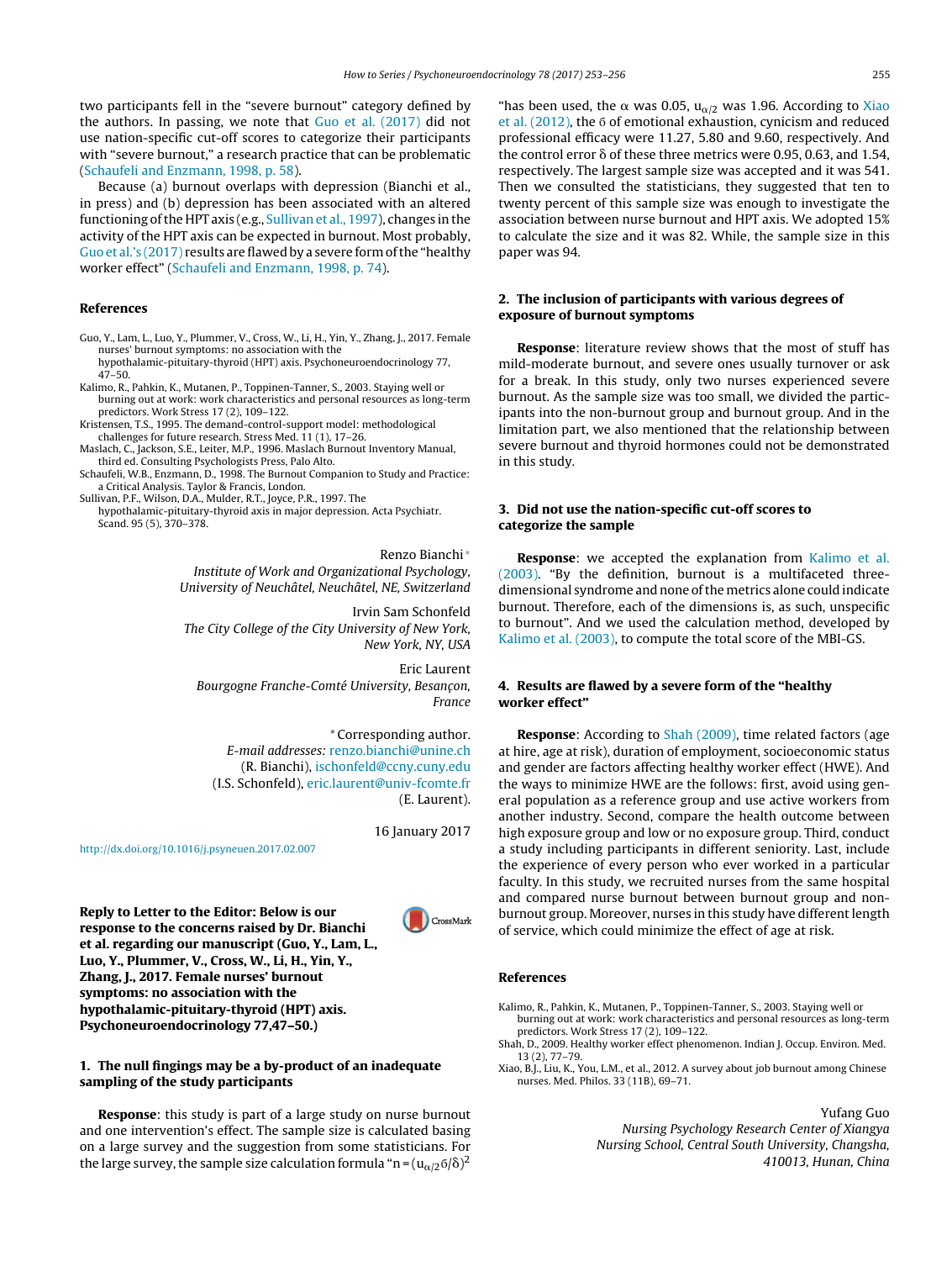two participants fell in the "severe burnout" category defined by the authors. In passing, we note that Guo et al. (2017) did not use nation-specific cut-off scores to categorize their participants with "severe burnout," a research practice that can be problematic (Schaufeli and Enzmann, 1998, p. 58).

Because (a) burnout overlaps with depression (Bianchi et al., in press) and (b) depression has been associated with an altered functioning of the HPT axis (e.g., Sullivan et al., 1997), changes in the activity of the HPT axis can be expected in burnout. Most probably, Guo et al.'s (2017) results are flawed by a severe form of the "healthy worker effect" (Schaufeli and Enzmann, 1998, p. 74).

## References

Guo, Y., Lam, L., Luo, Y., Plummer, V., Cross, W., Li, H., Yin, Y., Zhang, J., 2017. Female nurses' burnout symptoms: no association with the hypothalamic-pituitary-thyroid (HPT) axis. Psychoneuroendocrinology 77, 47–50.

Kalimo, R., Pahkin, K., Mutanen, P., Toppinen-Tanner, S., 2003. Staying well or burning out at work: work characteristics and personal resources as long-term predictors. Work Stress 17 (2), 109–122.

Kristensen, T.S., 1995. The demand-control-support model: methodological challenges for future research. Stress Med. 11 (1), 17–26.

Maslach, C., Jackson, S.E., Leiter, M.P., 1996. Maslach Burnout Inventory Manual, third ed. Consulting Psychologists Press, Palo Alto.

Schaufeli, W.B., Enzmann, D., 1998. The Burnout Companion to Study and Practice: a Critical Analysis. Taylor & Francis, London.

Sullivan, P.F., Wilson, D.A., Mulder, R.T., Joyce, P.R., 1997. The hypothalamic-pituitary-thyroid axis in major depression. Acta Psychiatr. Scand. 95 (5), 370–378.

Renzo Bianchi*
*Institute of Work and Organizational Psychology, University of Neuchâtel, Neuchâtel, NE, Switzerland*

Irvin Sam Schonfeld
*The City College of the City University of New York, New York, NY, USA*

Eric Laurent
*Bourgogne Franche-Comté University, Besançon, France*

* Corresponding author.
*E-mail addresses:* renzo.bianchi@unine.ch (R. Bianchi), ischonfeld@ccny.cuny.edu (I.S. Schonfeld), eric.laurent@univ-fcomte.fr (E. Laurent).

16 January 2017

http://dx.doi.org/10.1016/j.psyneuen.2017.02.007

## Reply to Letter to the Editor: Below is our response to the concerns raised by Dr. Bianchi et al. regarding our manuscript (Guo, Y., Lam, L., Luo, Y., Plummer, V., Cross, W., Li, H., Yin, Y., Zhang, J., 2017. Female nurses' burnout symptoms: no association with the hypothalamic-pituitary-thyroid (HPT) axis. Psychoneuroendocrinology 77,47–50.)

### 1. The null fingings may be a by-product of an inadequate sampling of the study participants

**Response**: this study is part of a large study on nurse burnout and one intervention's effect. The sample size is calculated basing on a large survey and the suggestion from some statisticians. For the large survey, the sample size calculation formula "$n = (u_{\alpha/2}\sigma/\delta)^2$" has been used, the $\alpha$ was 0.05, $u_{\alpha/2}$ was 1.96. According to Xiao et al. (2012), the $\sigma$ of emotional exhaustion, cynicism and reduced professional efficacy were 11.27, 5.80 and 9.60, respectively. And the control error $\delta$ of these three metrics were 0.95, 0.63, and 1.54, respectively. The largest sample size was accepted and it was 541. Then we consulted the statisticians, they suggested that ten to twenty percent of this sample size was enough to investigate the association between nurse burnout and HPT axis. We adopted 15% to calculate the size and it was 82. While, the sample size in this paper was 94.

### 2. The inclusion of participants with various degrees of exposure of burnout symptoms

**Response**: literature review shows that the most of stuff has mild-moderate burnout, and severe ones usually turnover or ask for a break. In this study, only two nurses experienced severe burnout. As the sample size was too small, we divided the participants into the non-burnout group and burnout group. And in the limitation part, we also mentioned that the relationship between severe burnout and thyroid hormones could not be demonstrated in this study.

### 3. Did not use the nation-specific cut-off scores to categorize the sample

**Response**: we accepted the explanation from Kalimo et al. (2003). "By the definition, burnout is a multifaceted three-dimensional syndrome and none of the metrics alone could indicate burnout. Therefore, each of the dimensions is, as such, unspecific to burnout". And we used the calculation method, developed by Kalimo et al. (2003), to compute the total score of the MBI-GS.

### 4. Results are flawed by a severe form of the "healthy worker effect"

**Response**: According to Shah (2009), time related factors (age at hire, age at risk), duration of employment, socioeconomic status and gender are factors affecting healthy worker effect (HWE). And the ways to minimize HWE are the follows: first, avoid using general population as a reference group and use active workers from another industry. Second, compare the health outcome between high exposure group and low or no exposure group. Third, conduct a study including participants in different seniority. Last, include the experience of every person who ever worked in a particular faculty. In this study, we recruited nurses from the same hospital and compared nurse burnout between burnout group and non-burnout group. Moreover, nurses in this study have different length of service, which could minimize the effect of age at risk.

## References

Kalimo, R., Pahkin, K., Mutanen, P., Toppinen-Tanner, S., 2003. Staying well or burning out at work: work characteristics and personal resources as long-term predictors. Work Stress 17 (2), 109–122.

Shah, D., 2009. Healthy worker effect phenomenon. Indian J. Occup. Environ. Med. 13 (2), 77–79.

Xiao, B.J., Liu, K., You, L.M., et al., 2012. A survey about job burnout among Chinese nurses. Med. Philos. 33 (11B), 69–71.

Yufang Guo
*Nursing Psychology Research Center of Xiangya Nursing School, Central South University, Changsha, 410013, Hunan, China*